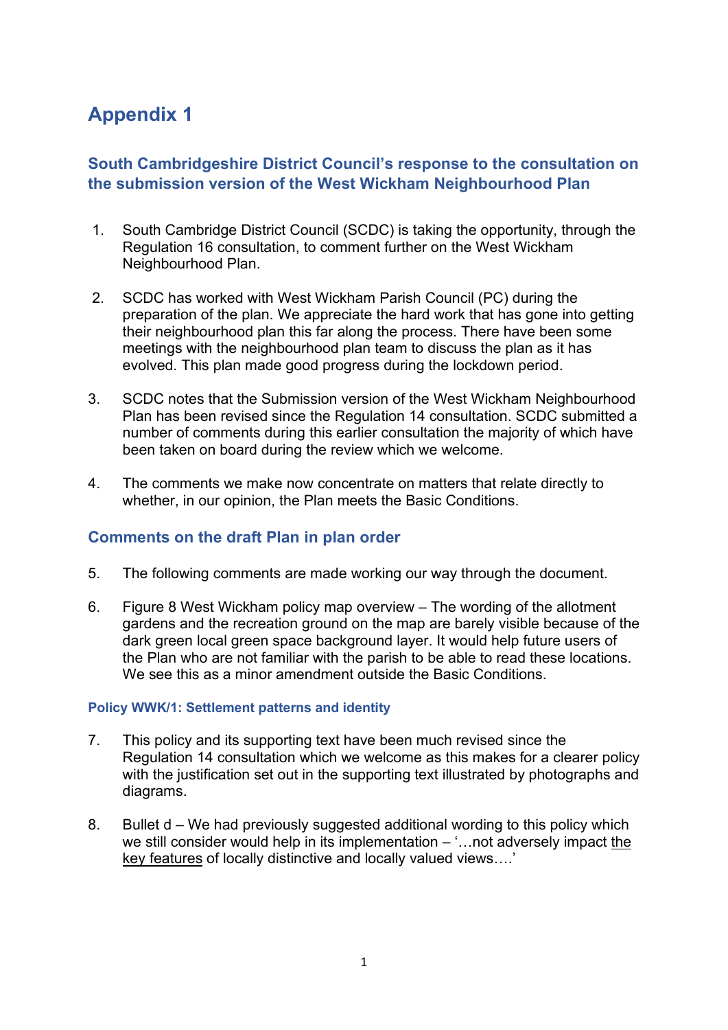# Appendix 1

## South Cambridgeshire District Council's response to the consultation on the submission version of the West Wickham Neighbourhood Plan

1. South Cambridge District Council (SCDC) is taking the opportunity, through the Regulation 16 consultation, to comment further on the West Wickham Neighbourhood Plan.

2. SCDC has worked with West Wickham Parish Council (PC) during the preparation of the plan. We appreciate the hard work that has gone into getting their neighbourhood plan this far along the process. There have been some meetings with the neighbourhood plan team to discuss the plan as it has evolved. This plan made good progress during the lockdown period.

3. SCDC notes that the Submission version of the West Wickham Neighbourhood Plan has been revised since the Regulation 14 consultation. SCDC submitted a number of comments during this earlier consultation the majority of which have been taken on board during the review which we welcome.

4. The comments we make now concentrate on matters that relate directly to whether, in our opinion, the Plan meets the Basic Conditions.

## Comments on the draft Plan in plan order

5. The following comments are made working our way through the document.

6. Figure 8 West Wickham policy map overview – The wording of the allotment gardens and the recreation ground on the map are barely visible because of the dark green local green space background layer. It would help future users of the Plan who are not familiar with the parish to be able to read these locations. We see this as a minor amendment outside the Basic Conditions.

### Policy WWK/1: Settlement patterns and identity

7. This policy and its supporting text have been much revised since the Regulation 14 consultation which we welcome as this makes for a clearer policy with the justification set out in the supporting text illustrated by photographs and diagrams.

8. Bullet d – We had previously suggested additional wording to this policy which we still consider would help in its implementation – '…not adversely impact <u>the key features</u> of locally distinctive and locally valued views….'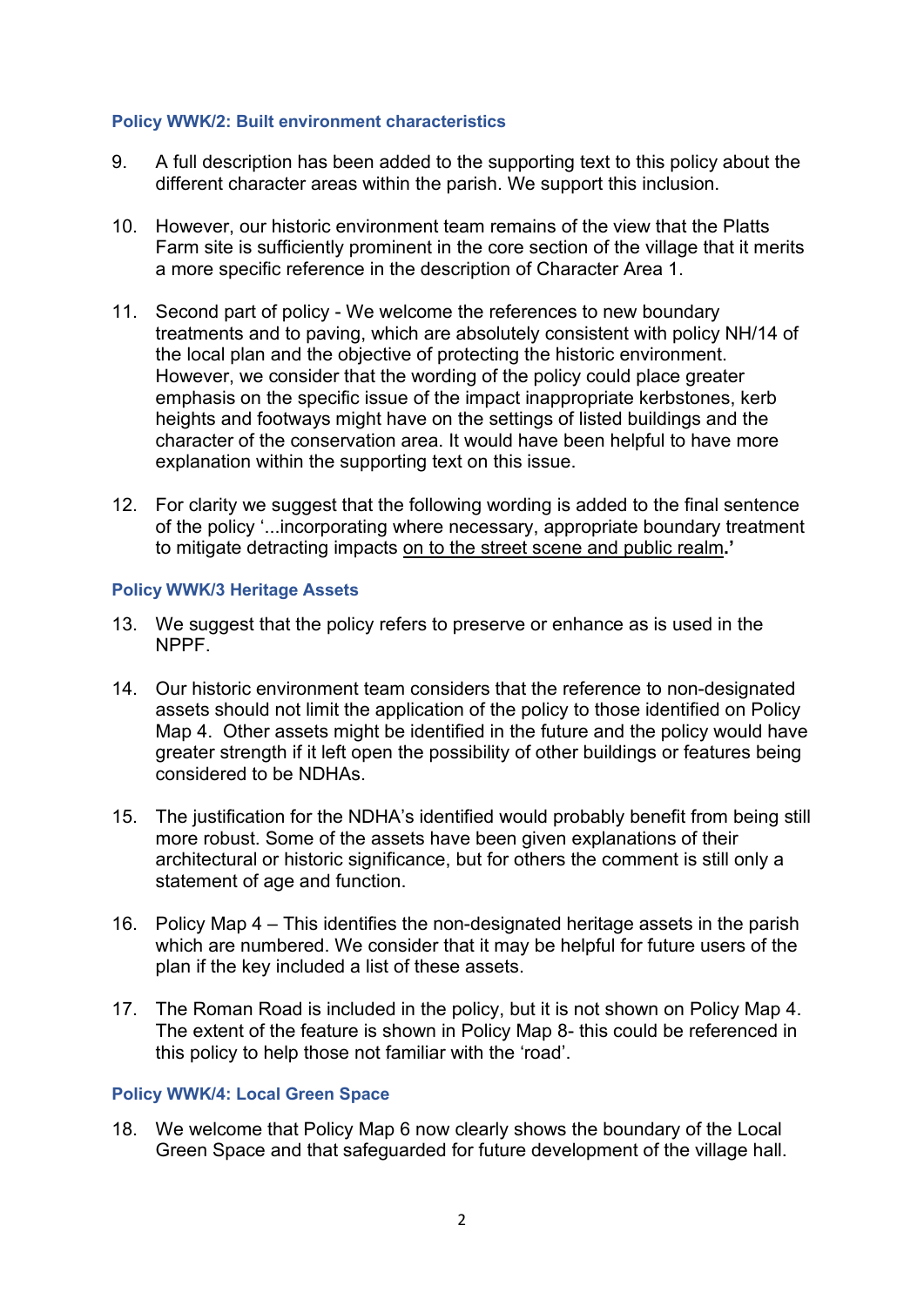### Policy WWK/2: Built environment characteristics

9. A full description has been added to the supporting text to this policy about the different character areas within the parish. We support this inclusion.

10. However, our historic environment team remains of the view that the Platts Farm site is sufficiently prominent in the core section of the village that it merits a more specific reference in the description of Character Area 1.

11. Second part of policy - We welcome the references to new boundary treatments and to paving, which are absolutely consistent with policy NH/14 of the local plan and the objective of protecting the historic environment. However, we consider that the wording of the policy could place greater emphasis on the specific issue of the impact inappropriate kerbstones, kerb heights and footways might have on the settings of listed buildings and the character of the conservation area. It would have been helpful to have more explanation within the supporting text on this issue.

12. For clarity we suggest that the following wording is added to the final sentence of the policy '...incorporating where necessary, appropriate boundary treatment to mitigate detracting impacts <u>on to the street scene and public realm</u>**.'**

### Policy WWK/3 Heritage Assets

13. We suggest that the policy refers to preserve or enhance as is used in the NPPF.

14. Our historic environment team considers that the reference to non-designated assets should not limit the application of the policy to those identified on Policy Map 4. Other assets might be identified in the future and the policy would have greater strength if it left open the possibility of other buildings or features being considered to be NDHAs.

15. The justification for the NDHA's identified would probably benefit from being still more robust. Some of the assets have been given explanations of their architectural or historic significance, but for others the comment is still only a statement of age and function.

16. Policy Map 4 – This identifies the non-designated heritage assets in the parish which are numbered. We consider that it may be helpful for future users of the plan if the key included a list of these assets.

17. The Roman Road is included in the policy, but it is not shown on Policy Map 4. The extent of the feature is shown in Policy Map 8- this could be referenced in this policy to help those not familiar with the 'road'.

### Policy WWK/4: Local Green Space

18. We welcome that Policy Map 6 now clearly shows the boundary of the Local Green Space and that safeguarded for future development of the village hall.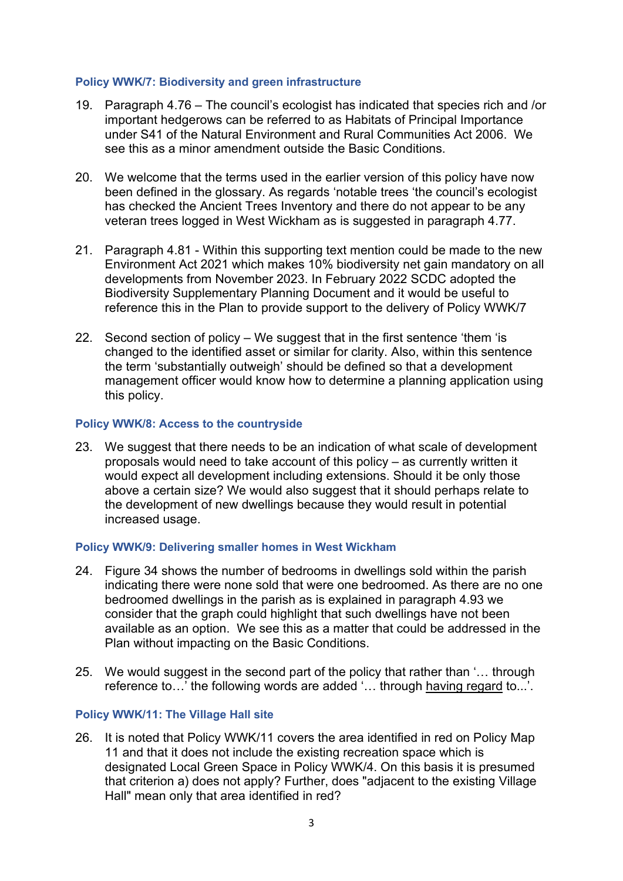### Policy WWK/7: Biodiversity and green infrastructure

19. Paragraph 4.76 – The council's ecologist has indicated that species rich and /or important hedgerows can be referred to as Habitats of Principal Importance under S41 of the Natural Environment and Rural Communities Act 2006. We see this as a minor amendment outside the Basic Conditions.

20. We welcome that the terms used in the earlier version of this policy have now been defined in the glossary. As regards 'notable trees 'the council's ecologist has checked the Ancient Trees Inventory and there do not appear to be any veteran trees logged in West Wickham as is suggested in paragraph 4.77.

21. Paragraph 4.81 - Within this supporting text mention could be made to the new Environment Act 2021 which makes 10% biodiversity net gain mandatory on all developments from November 2023. In February 2022 SCDC adopted the Biodiversity Supplementary Planning Document and it would be useful to reference this in the Plan to provide support to the delivery of Policy WWK/7

22. Second section of policy – We suggest that in the first sentence 'them 'is changed to the identified asset or similar for clarity. Also, within this sentence the term 'substantially outweigh' should be defined so that a development management officer would know how to determine a planning application using this policy.

### Policy WWK/8: Access to the countryside

23. We suggest that there needs to be an indication of what scale of development proposals would need to take account of this policy – as currently written it would expect all development including extensions. Should it be only those above a certain size? We would also suggest that it should perhaps relate to the development of new dwellings because they would result in potential increased usage.

### Policy WWK/9: Delivering smaller homes in West Wickham

24. Figure 34 shows the number of bedrooms in dwellings sold within the parish indicating there were none sold that were one bedroomed. As there are no one bedroomed dwellings in the parish as is explained in paragraph 4.93 we consider that the graph could highlight that such dwellings have not been available as an option. We see this as a matter that could be addressed in the Plan without impacting on the Basic Conditions.

25. We would suggest in the second part of the policy that rather than '… through reference to…' the following words are added '… through <u>having regard</u> to...'.

### Policy WWK/11: The Village Hall site

26. It is noted that Policy WWK/11 covers the area identified in red on Policy Map 11 and that it does not include the existing recreation space which is designated Local Green Space in Policy WWK/4. On this basis it is presumed that criterion a) does not apply? Further, does "adjacent to the existing Village Hall" mean only that area identified in red?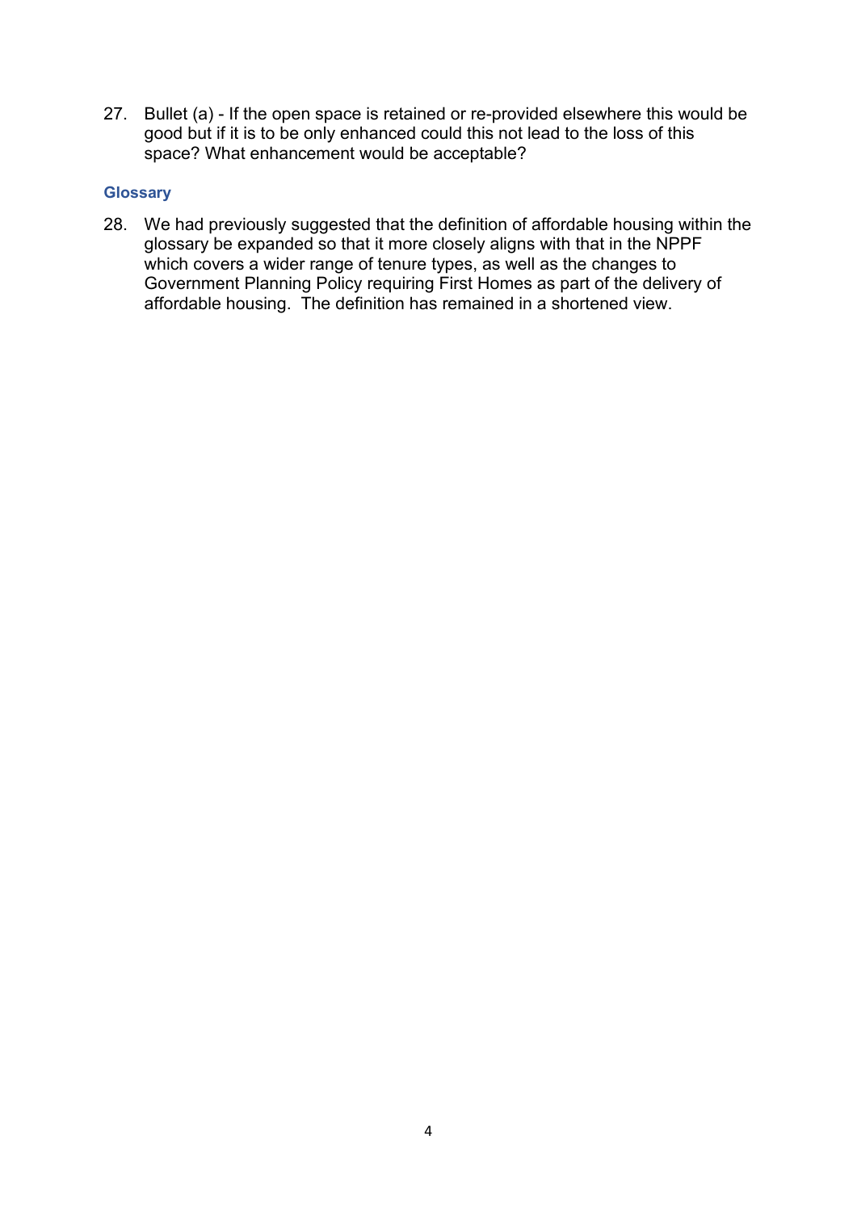27. Bullet (a) - If the open space is retained or re-provided elsewhere this would be good but if it is to be only enhanced could this not lead to the loss of this space? What enhancement would be acceptable?

### Glossary

28. We had previously suggested that the definition of affordable housing within the glossary be expanded so that it more closely aligns with that in the NPPF which covers a wider range of tenure types, as well as the changes to Government Planning Policy requiring First Homes as part of the delivery of affordable housing. The definition has remained in a shortened view.